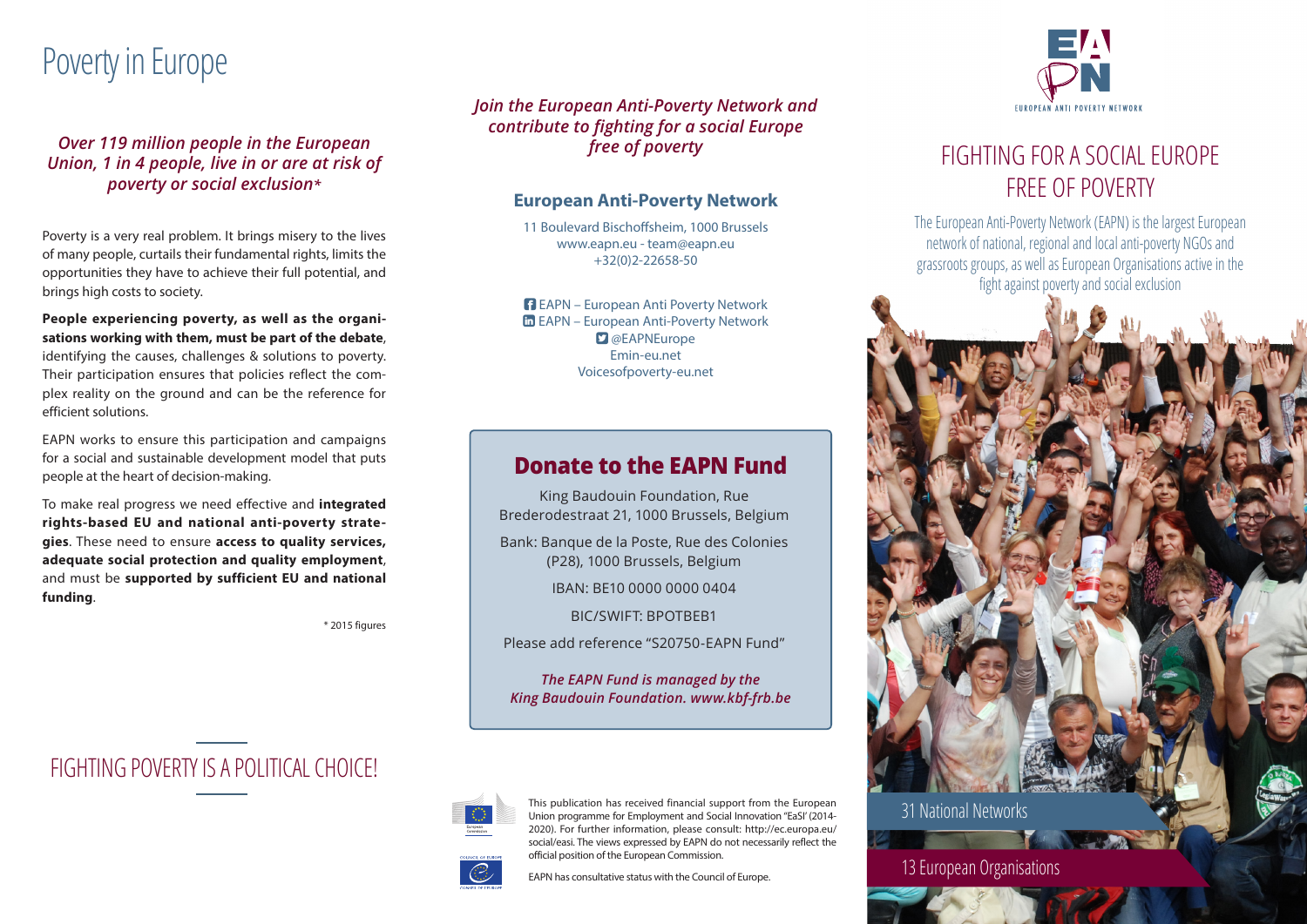# Poverty in Europe

*Over 119 million people in the European Union, 1 in 4 people, live in or are at risk of poverty or social exclusion**

Poverty is a very real problem. It brings misery to the lives of many people, curtails their fundamental rights, limits the opportunities they have to achieve their full potential, and brings high costs to society.

**People experiencing poverty, as well as the organisations working with them, must be part of the debate**, identifying the causes, challenges & solutions to poverty. Their participation ensures that policies reflect the complex reality on the ground and can be the reference for efficient solutions.

EAPN works to ensure this participation and campaigns for a social and sustainable development model that puts people at the heart of decision-making.

To make real progress we need effective and **integrated rights-based EU and national anti-poverty strategies**. These need to ensure **access to quality services, adequate social protection and quality employment**, and must be **supported by sufficient EU and national funding**.

* 2015 figures

## FIGHTING POVERTY IS A POLITICAL CHOICE!

*Join the European Anti-Poverty Network and contribute to fighting for a social Europe free of poverty*

### European Anti-Poverty Network

11 Boulevard Bischoffsheim, 1000 Brussels
www.eapn.eu - team@eapn.eu
+32(0)2-22658-50

EAPN – European Anti Poverty Network
EAPN – European Anti-Poverty Network
@EAPNEurope
Emin-eu.net
Voicesofpoverty-eu.net

### Donate to the EAPN Fund

King Baudouin Foundation, Rue Brederodestraat 21, 1000 Brussels, Belgium

Bank: Banque de la Poste, Rue des Colonies (P28), 1000 Brussels, Belgium

IBAN: BE10 0000 0000 0404

BIC/SWIFT: BPOTBEB1

Please add reference "S20750-EAPN Fund"

*The EAPN Fund is managed by the King Baudouin Foundation. www.kbf-frb.be*

This publication has received financial support from the European Union programme for Employment and Social Innovation "EaSI" (2014-2020). For further information, please consult: http://ec.europa.eu/social/easi. The views expressed by EAPN do not necessarily reflect the official position of the European Commission.

EAPN has consultative status with the Council of Europe.

EAPN
EUROPEAN ANTI POVERTY NETWORK

## FIGHTING FOR A SOCIAL EUROPE FREE OF POVERTY

The European Anti-Poverty Network (EAPN) is the largest European network of national, regional and local anti-poverty NGOs and grassroots groups, as well as European Organisations active in the fight against poverty and social exclusion

31 National Networks

13 European Organisations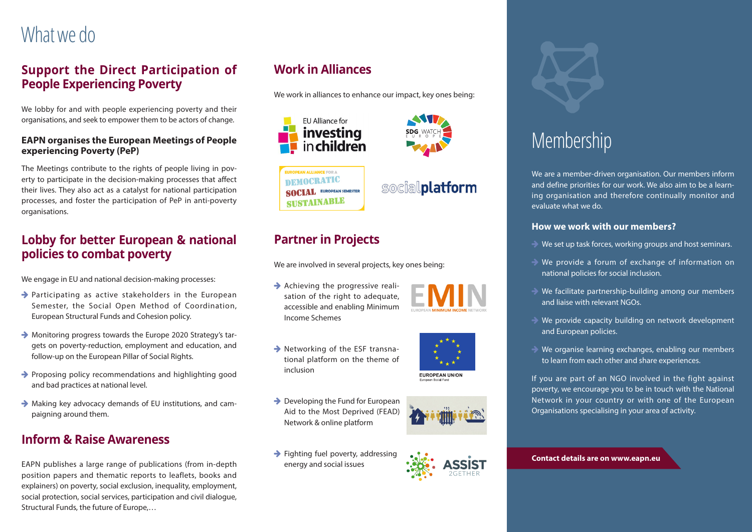# What we do

## Support the Direct Participation of People Experiencing Poverty

We lobby for and with people experiencing poverty and their organisations, and seek to empower them to be actors of change.

### EAPN organises the European Meetings of People experiencing Poverty (PeP)

The Meetings contribute to the rights of people living in poverty to participate in the decision-making processes that affect their lives. They also act as a catalyst for national participation processes, and foster the participation of PeP in anti-poverty organisations.

## Lobby for better European & national policies to combat poverty

We engage in EU and national decision-making processes:

- Participating as active stakeholders in the European Semester, the Social Open Method of Coordination, European Structural Funds and Cohesion policy.
- Monitoring progress towards the Europe 2020 Strategy's targets on poverty-reduction, employment and education, and follow-up on the European Pillar of Social Rights.
- Proposing policy recommendations and highlighting good and bad practices at national level.
- Making key advocacy demands of EU institutions, and campaigning around them.

## Inform & Raise Awareness

EAPN publishes a large range of publications (from in-depth position papers and thematic reports to leaflets, books and explainers) on poverty, social exclusion, inequality, employment, social protection, social services, participation and civil dialogue, Structural Funds, the future of Europe,…

## Work in Alliances

We work in alliances to enhance our impact, key ones being:

EU Alliance for investing in children

SDG WATCH EUROPE

EUROPEAN ALLIANCE FOR A DEMOCRATIC SOCIAL SUSTAINABLE EUROPEAN SEMESTER

socialplatform

## Partner in Projects

We are involved in several projects, key ones being:

- Achieving the progressive realisation of the right to adequate, accessible and enabling Minimum Income Schemes

  EMIN – EUROPEAN MINIMUM INCOME NETWORK

- Networking of the ESF transnational platform on the theme of inclusion

  EUROPEAN UNION – European Social Fund

- Developing the Fund for European Aid to the Most Deprived (FEAD) Network & online platform

- Fighting fuel poverty, addressing energy and social issues

  ASSIST 2GETHER

# Membership

We are a member-driven organisation. Our members inform and define priorities for our work. We also aim to be a learning organisation and therefore continually monitor and evaluate what we do.

### How we work with our members?

- We set up task forces, working groups and host seminars.
- We provide a forum of exchange of information on national policies for social inclusion.
- We facilitate partnership-building among our members and liaise with relevant NGOs.
- We provide capacity building on network development and European policies.
- We organise learning exchanges, enabling our members to learn from each other and share experiences.

If you are part of an NGO involved in the fight against poverty, we encourage you to be in touch with the National Network in your country or with one of the European Organisations specialising in your area of activity.

**Contact details are on www.eapn.eu**